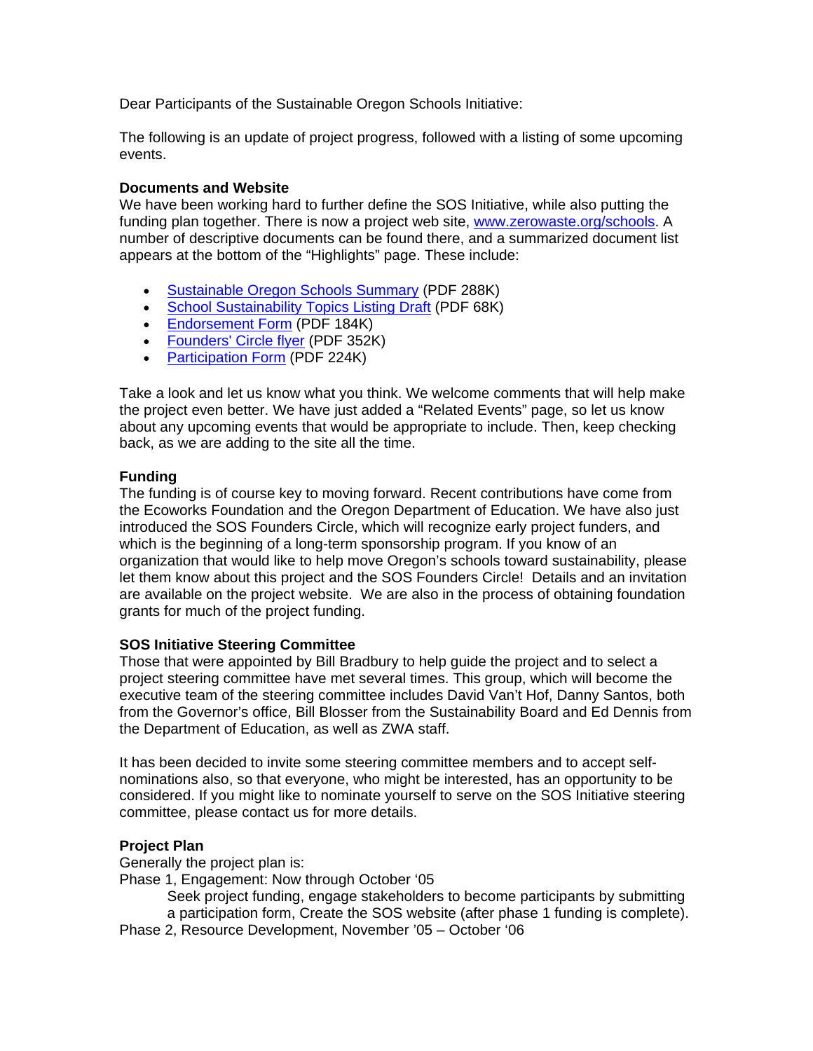Dear Participants of the Sustainable Oregon Schools Initiative:

The following is an update of project progress, followed with a listing of some upcoming events.

**Documents and Website**
We have been working hard to further define the SOS Initiative, while also putting the funding plan together. There is now a project web site, www.zerowaste.org/schools. A number of descriptive documents can be found there, and a summarized document list appears at the bottom of the "Highlights" page. These include:

- Sustainable Oregon Schools Summary (PDF 288K)
- School Sustainability Topics Listing Draft (PDF 68K)
- Endorsement Form (PDF 184K)
- Founders' Circle flyer (PDF 352K)
- Participation Form (PDF 224K)

Take a look and let us know what you think. We welcome comments that will help make the project even better. We have just added a "Related Events" page, so let us know about any upcoming events that would be appropriate to include. Then, keep checking back, as we are adding to the site all the time.

**Funding**
The funding is of course key to moving forward. Recent contributions have come from the Ecoworks Foundation and the Oregon Department of Education. We have also just introduced the SOS Founders Circle, which will recognize early project funders, and which is the beginning of a long-term sponsorship program. If you know of an organization that would like to help move Oregon's schools toward sustainability, please let them know about this project and the SOS Founders Circle! Details and an invitation are available on the project website. We are also in the process of obtaining foundation grants for much of the project funding.

**SOS Initiative Steering Committee**
Those that were appointed by Bill Bradbury to help guide the project and to select a project steering committee have met several times. This group, which will become the executive team of the steering committee includes David Van't Hof, Danny Santos, both from the Governor's office, Bill Blosser from the Sustainability Board and Ed Dennis from the Department of Education, as well as ZWA staff.

It has been decided to invite some steering committee members and to accept self-nominations also, so that everyone, who might be interested, has an opportunity to be considered. If you might like to nominate yourself to serve on the SOS Initiative steering committee, please contact us for more details.

**Project Plan**
Generally the project plan is:
Phase 1, Engagement: Now through October '05

> Seek project funding, engage stakeholders to become participants by submitting a participation form, Create the SOS website (after phase 1 funding is complete).

Phase 2, Resource Development, November '05 – October '06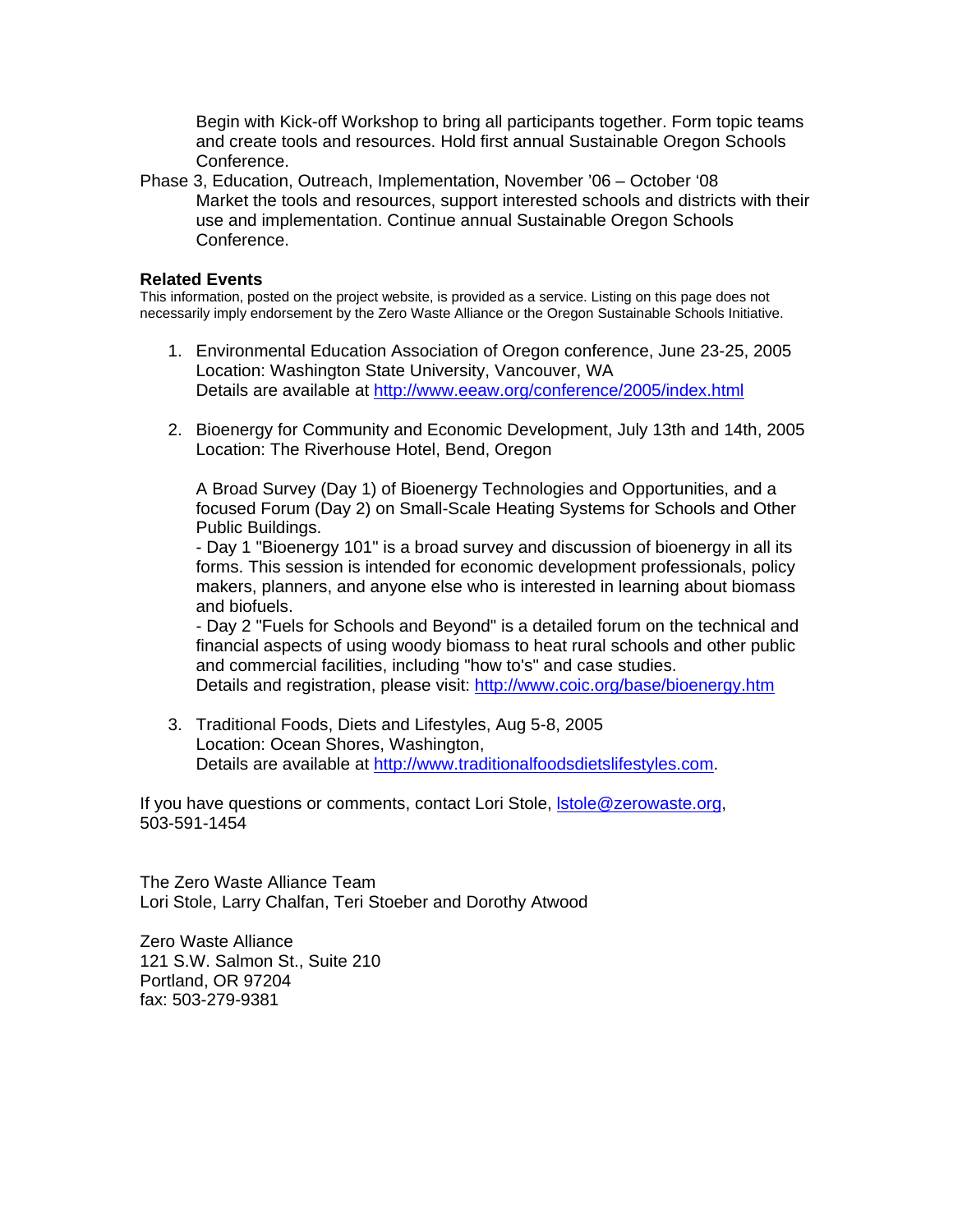Begin with Kick-off Workshop to bring all participants together. Form topic teams and create tools and resources. Hold first annual Sustainable Oregon Schools Conference.

Phase 3, Education, Outreach, Implementation, November '06 – October '08
Market the tools and resources, support interested schools and districts with their use and implementation. Continue annual Sustainable Oregon Schools Conference.

**Related Events**

This information, posted on the project website, is provided as a service. Listing on this page does not necessarily imply endorsement by the Zero Waste Alliance or the Oregon Sustainable Schools Initiative.

1. Environmental Education Association of Oregon conference, June 23-25, 2005
   Location: Washington State University, Vancouver, WA
   Details are available at http://www.eeaw.org/conference/2005/index.html

2. Bioenergy for Community and Economic Development, July 13th and 14th, 2005
   Location: The Riverhouse Hotel, Bend, Oregon

   A Broad Survey (Day 1) of Bioenergy Technologies and Opportunities, and a focused Forum (Day 2) on Small-Scale Heating Systems for Schools and Other Public Buildings.
   - Day 1 "Bioenergy 101" is a broad survey and discussion of bioenergy in all its forms. This session is intended for economic development professionals, policy makers, planners, and anyone else who is interested in learning about biomass and biofuels.
   - Day 2 "Fuels for Schools and Beyond" is a detailed forum on the technical and financial aspects of using woody biomass to heat rural schools and other public and commercial facilities, including "how to's" and case studies.
   Details and registration, please visit: http://www.coic.org/base/bioenergy.htm

3. Traditional Foods, Diets and Lifestyles, Aug 5-8, 2005
   Location: Ocean Shores, Washington,
   Details are available at http://www.traditionalfoodsdietslifestyles.com.

If you have questions or comments, contact Lori Stole, lstole@zerowaste.org, 503-591-1454

The Zero Waste Alliance Team
Lori Stole, Larry Chalfan, Teri Stoeber and Dorothy Atwood

Zero Waste Alliance
121 S.W. Salmon St., Suite 210
Portland, OR 97204
fax: 503-279-9381